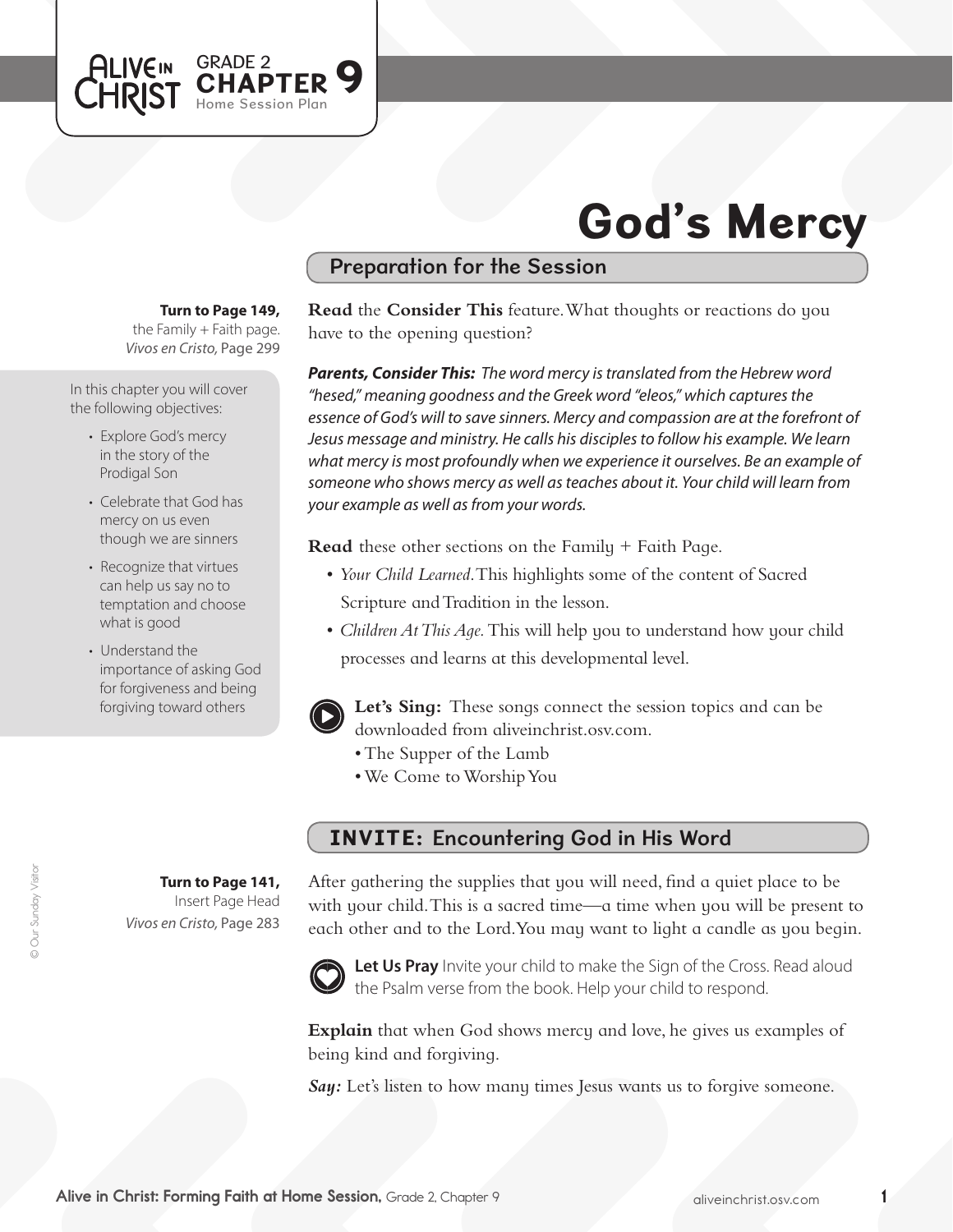ALIVE IN CHRIST GRADE 2 **CHAPTER 9** Home Session Plan

# God's Mercy

## Preparation for the Session

**Turn to Page 149,** the Family + Faith page. *Vivos en Cristo,* Page 299

In this chapter you will cover the following objectives:

- Explore God's mercy in the story of the Prodigal Son
- Celebrate that God has mercy on us even though we are sinners
- Recognize that virtues can help us say no to temptation and choose what is good
- Understand the importance of asking God for forgiveness and being forgiving toward others

**Read** the **Consider This** feature. What thoughts or reactions do you have to the opening question?

***Parents, Consider This:*** *The word mercy is translated from the Hebrew word "hesed," meaning goodness and the Greek word "eleos," which captures the essence of God's will to save sinners. Mercy and compassion are at the forefront of Jesus message and ministry. He calls his disciples to follow his example. We learn what mercy is most profoundly when we experience it ourselves. Be an example of someone who shows mercy as well as teaches about it. Your child will learn from your example as well as from your words.*

**Read** these other sections on the Family + Faith Page.

- *Your Child Learned.* This highlights some of the content of Sacred Scripture and Tradition in the lesson.
- *Children At This Age.* This will help you to understand how your child processes and learns at this developmental level.

**Let's Sing:** These songs connect the session topics and can be downloaded from aliveinchrist.osv.com.

- The Supper of the Lamb
- We Come to Worship You

## INVITE: Encountering God in His Word

**Turn to Page 141,** Insert Page Head *Vivos en Cristo,* Page 283

After gathering the supplies that you will need, find a quiet place to be with your child. This is a sacred time—a time when you will be present to each other and to the Lord. You may want to light a candle as you begin.

**Let Us Pray** Invite your child to make the Sign of the Cross. Read aloud the Psalm verse from the book. Help your child to respond.

**Explain** that when God shows mercy and love, he gives us examples of being kind and forgiving.

***Say:*** Let's listen to how many times Jesus wants us to forgive someone.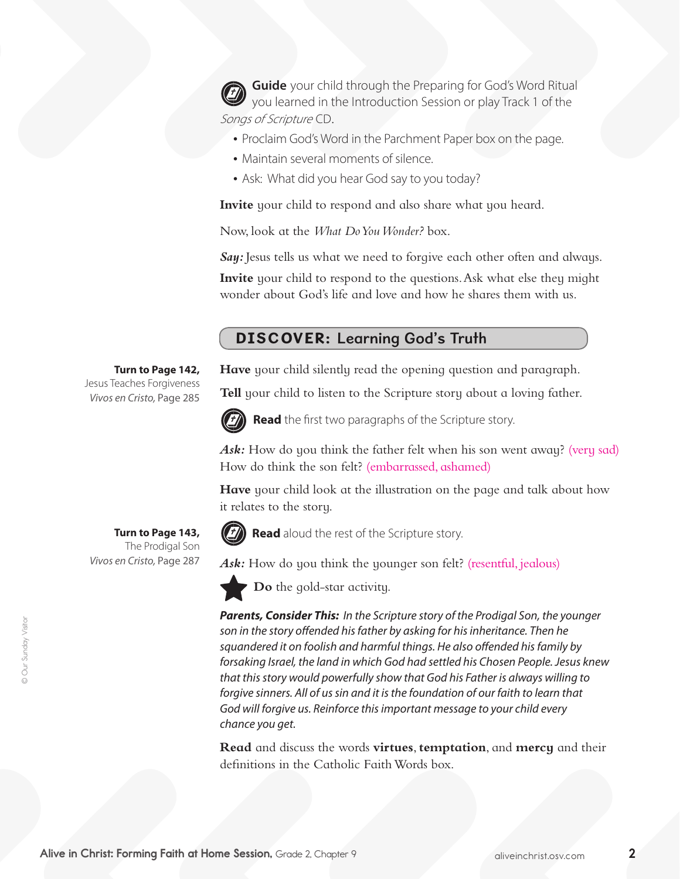**Guide** your child through the Preparing for God's Word Ritual you learned in the Introduction Session or play Track 1 of the *Songs of Scripture* CD.

- Proclaim God's Word in the Parchment Paper box on the page.
- Maintain several moments of silence.
- Ask: What did you hear God say to you today?

**Invite** your child to respond and also share what you heard.

Now, look at the *What Do You Wonder?* box.

***Say:*** Jesus tells us what we need to forgive each other often and always.

**Invite** your child to respond to the questions. Ask what else they might wonder about God's life and love and how he shares them with us.

## DISCOVER: Learning God's Truth

**Turn to Page 142,**
Jesus Teaches Forgiveness
*Vivos en Cristo*, Page 285

**Have** your child silently read the opening question and paragraph.

**Tell** your child to listen to the Scripture story about a loving father.

**Read** the first two paragraphs of the Scripture story.

***Ask:*** How do you think the father felt when his son went away? (very sad) How do think the son felt? (embarrassed, ashamed)

**Have** your child look at the illustration on the page and talk about how it relates to the story.

**Turn to Page 143,**
The Prodigal Son
*Vivos en Cristo*, Page 287

**Read** aloud the rest of the Scripture story.

***Ask:*** How do you think the younger son felt? (resentful, jealous)

★ **Do** the gold-star activity.

***Parents, Consider This:** In the Scripture story of the Prodigal Son, the younger son in the story offended his father by asking for his inheritance. Then he squandered it on foolish and harmful things. He also offended his family by forsaking Israel, the land in which God had settled his Chosen People. Jesus knew that this story would powerfully show that God his Father is always willing to forgive sinners. All of us sin and it is the foundation of our faith to learn that God will forgive us. Reinforce this important message to your child every chance you get.*

**Read** and discuss the words **virtues**, **temptation**, and **mercy** and their definitions in the Catholic Faith Words box.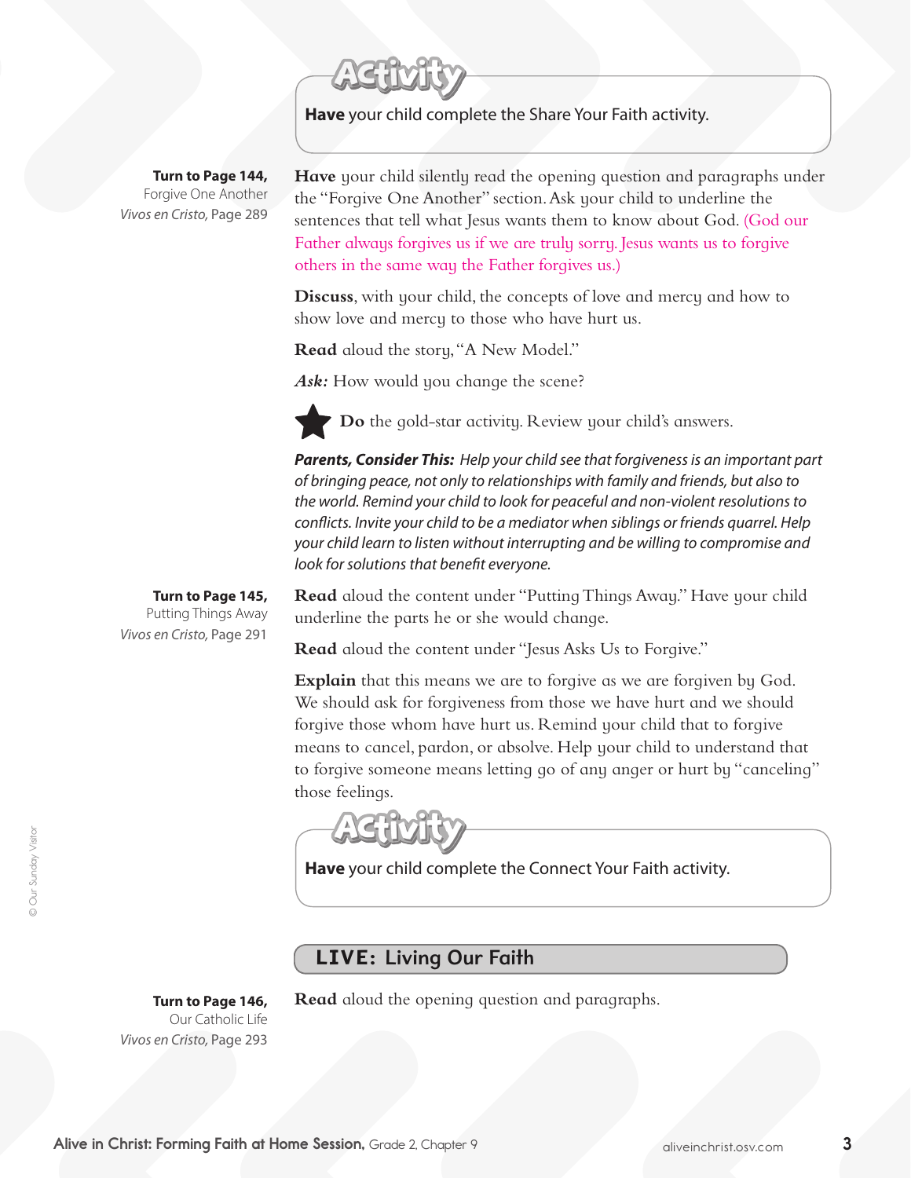**Activity**

**Have** your child complete the Share Your Faith activity.

**Turn to Page 144,**
Forgive One Another
*Vivos en Cristo,* Page 289

**Have** your child silently read the opening question and paragraphs under the "Forgive One Another" section. Ask your child to underline the sentences that tell what Jesus wants them to know about God. (God our Father always forgives us if we are truly sorry. Jesus wants us to forgive others in the same way the Father forgives us.)

**Discuss**, with your child, the concepts of love and mercy and how to show love and mercy to those who have hurt us.

**Read** aloud the story, "A New Model."

***Ask:*** How would you change the scene?

★ **Do** the gold-star activity. Review your child's answers.

***Parents, Consider This:*** *Help your child see that forgiveness is an important part of bringing peace, not only to relationships with family and friends, but also to the world. Remind your child to look for peaceful and non-violent resolutions to conflicts. Invite your child to be a mediator when siblings or friends quarrel. Help your child learn to listen without interrupting and be willing to compromise and look for solutions that benefit everyone.*

**Turn to Page 145,**
Putting Things Away
*Vivos en Cristo,* Page 291

**Read** aloud the content under "Putting Things Away." Have your child underline the parts he or she would change.

**Read** aloud the content under "Jesus Asks Us to Forgive."

**Explain** that this means we are to forgive as we are forgiven by God. We should ask for forgiveness from those we have hurt and we should forgive those whom have hurt us. Remind your child that to forgive means to cancel, pardon, or absolve. Help your child to understand that to forgive someone means letting go of any anger or hurt by "canceling" those feelings.

**Activity**

**Have** your child complete the Connect Your Faith activity.

## LIVE: Living Our Faith

**Turn to Page 146,**
Our Catholic Life
*Vivos en Cristo,* Page 293

**Read** aloud the opening question and paragraphs.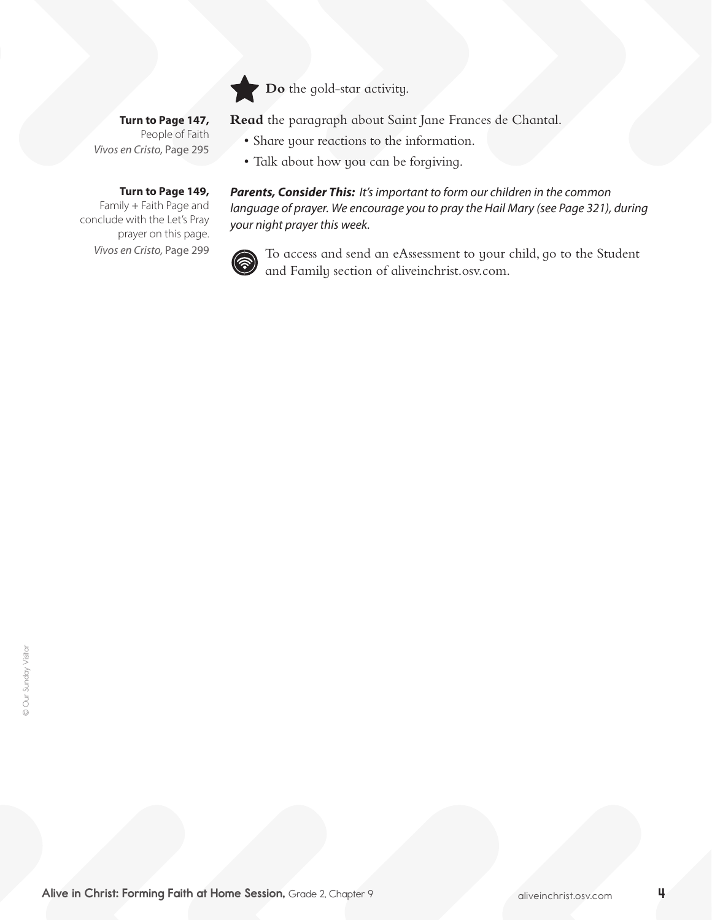**Do** the gold-star activity.

**Turn to Page 147,**
People of Faith
*Vivos en Cristo,* Page 295

**Read** the paragraph about Saint Jane Frances de Chantal.

- Share your reactions to the information.
- Talk about how you can be forgiving.

**Turn to Page 149,**
Family + Faith Page and conclude with the Let's Pray prayer on this page.
*Vivos en Cristo,* Page 299

***Parents, Consider This:*** *It's important to form our children in the common language of prayer. We encourage you to pray the Hail Mary (see Page 321), during your night prayer this week.*

To access and send an eAssessment to your child, go to the Student and Family section of aliveinchrist.osv.com.

© Our Sunday Visitor